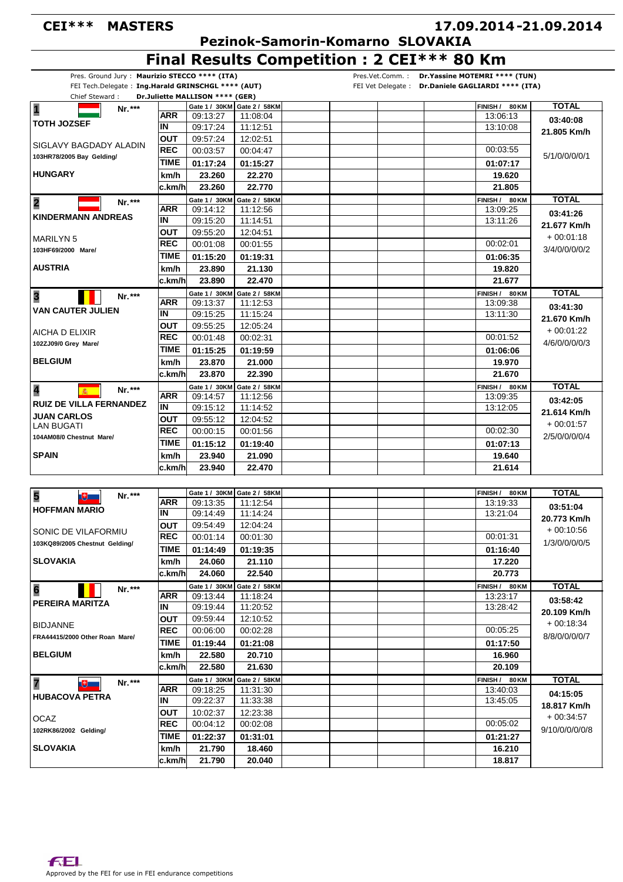# CEI*** MASTERS

**17.09.2014-21.09.2014**

## Pezinok-Samorin-Komarno SLOVAKIA

# Final Results Competition : 2 CEI*** 80 Km

Pres. Ground Jury : **Maurizio STECCO **** (ITA)**
FEI Tech.Delegate : **Ing.Harald GRINSCHGL **** (AUT)**
Chief Steward : **Dr.Juliette MALLISON **** (GER)**

Pres.Vet.Comm. : **Dr.Yassine MOTEMRI **** (TUN)**
FEI Vet Delegate : **Dr.Daniele GAGLIARDI **** (ITA)**

| Rider / Horse | | Gate 1 / 30KM | Gate 2 / 58KM | FINISH / 80KM | TOTAL |
|---|---|---|---|---|---|
| **1** Nr.*** **TOTH JOZSEF** | ARR | 09:13:27 | 11:08:04 | 13:06:13 | 03:40:08 |
| | IN | 09:17:24 | 11:12:51 | 13:10:08 | 21.805 Km/h |
| SIGLAVY BAGDADY ALADIN | OUT | 09:57:24 | 12:02:51 | | |
| 103HR78/2005 Bay Gelding/ | REC | 00:03:57 | 00:04:47 | 00:03:55 | 5/1/0/0/0/1 |
| | TIME | 01:17:24 | 01:15:27 | 01:07:17 | |
| **HUNGARY** | km/h | 23.260 | 22.270 | 19.620 | |
| | c.km/h | 23.260 | 22.770 | 21.805 | |
| **2** Nr.*** **KINDERMANN ANDREAS** | ARR | 09:14:12 | 11:12:56 | 13:09:25 | 03:41:26 |
| | IN | 09:15:20 | 11:14:51 | 13:11:26 | 21.677 Km/h |
| MARILYN 5 | OUT | 09:55:20 | 12:04:51 | | + 00:01:18 |
| 103HF69/2000 Mare/ | REC | 00:01:08 | 00:01:55 | 00:02:01 | 3/4/0/0/0/2 |
| | TIME | 01:15:20 | 01:19:31 | 01:06:35 | |
| **AUSTRIA** | km/h | 23.890 | 21.130 | 19.820 | |
| | c.km/h | 23.890 | 22.470 | 21.677 | |
| **3** Nr.*** **VAN CAUTER JULIEN** | ARR | 09:13:37 | 11:12:53 | 13:09:38 | 03:41:30 |
| | IN | 09:15:25 | 11:15:24 | 13:11:30 | 21.670 Km/h |
| AICHA D ELIXIR | OUT | 09:55:25 | 12:05:24 | | + 00:01:22 |
| 102ZJ09/0 Grey Mare/ | REC | 00:01:48 | 00:02:31 | 00:01:52 | 4/6/0/0/0/3 |
| | TIME | 01:15:25 | 01:19:59 | 01:06:06 | |
| **BELGIUM** | km/h | 23.870 | 21.000 | 19.970 | |
| | c.km/h | 23.870 | 22.390 | 21.670 | |
| **4** Nr.*** **RUIZ DE VILLA FERNANDEZ JUAN CARLOS** | ARR | 09:14:57 | 11:12:56 | 13:09:35 | 03:42:05 |
| | IN | 09:15:12 | 11:14:52 | 13:12:05 | 21.614 Km/h |
| LAN BUGATI | OUT | 09:55:12 | 12:04:52 | | + 00:01:57 |
| 104AM08/0 Chestnut Mare/ | REC | 00:00:15 | 00:01:56 | 00:02:30 | 2/5/0/0/0/4 |
| | TIME | 01:15:12 | 01:19:40 | 01:07:13 | |
| **SPAIN** | km/h | 23.940 | 21.090 | 19.640 | |
| | c.km/h | 23.940 | 22.470 | 21.614 | |
| **5** Nr.*** **HOFFMAN MARIO** | ARR | 09:13:35 | 11:12:54 | 13:19:33 | 03:51:04 |
| | IN | 09:14:49 | 11:14:24 | 13:21:04 | 20.773 Km/h |
| SONIC DE VILAFORMIU | OUT | 09:54:49 | 12:04:24 | | + 00:10:56 |
| 103KQ89/2005 Chestnut Gelding/ | REC | 00:01:14 | 00:01:30 | 00:01:31 | 1/3/0/0/0/5 |
| | TIME | 01:14:49 | 01:19:35 | 01:16:40 | |
| **SLOVAKIA** | km/h | 24.060 | 21.110 | 17.220 | |
| | c.km/h | 24.060 | 22.540 | 20.773 | |
| **6** Nr.*** **PEREIRA MARITZA** | ARR | 09:13:44 | 11:18:24 | 13:23:17 | 03:58:42 |
| | IN | 09:19:44 | 11:20:52 | 13:28:42 | 20.109 Km/h |
| BIDJANNE | OUT | 09:59:44 | 12:10:52 | | + 00:18:34 |
| FRA44415/2000 Other Roan Mare/ | REC | 00:06:00 | 00:02:28 | 00:05:25 | 8/8/0/0/0/7 |
| | TIME | 01:19:44 | 01:21:08 | 01:17:50 | |
| **BELGIUM** | km/h | 22.580 | 20.710 | 16.960 | |
| | c.km/h | 22.580 | 21.630 | 20.109 | |
| **7** Nr.*** **HUBACOVA PETRA** | ARR | 09:18:25 | 11:31:30 | 13:40:03 | 04:15:05 |
| | IN | 09:22:37 | 11:33:38 | 13:45:05 | 18.817 Km/h |
| OCAZ | OUT | 10:02:37 | 12:23:38 | | + 00:34:57 |
| 102RK86/2002 Gelding/ | REC | 00:04:12 | 00:02:08 | 00:05:02 | 9/10/0/0/0/8 |
| | TIME | 01:22:37 | 01:31:01 | 01:21:27 | |
| **SLOVAKIA** | km/h | 21.790 | 18.460 | 16.210 | |
| | c.km/h | 21.790 | 20.040 | 18.817 | |

Approved by the FEI for use in FEI endurance competitions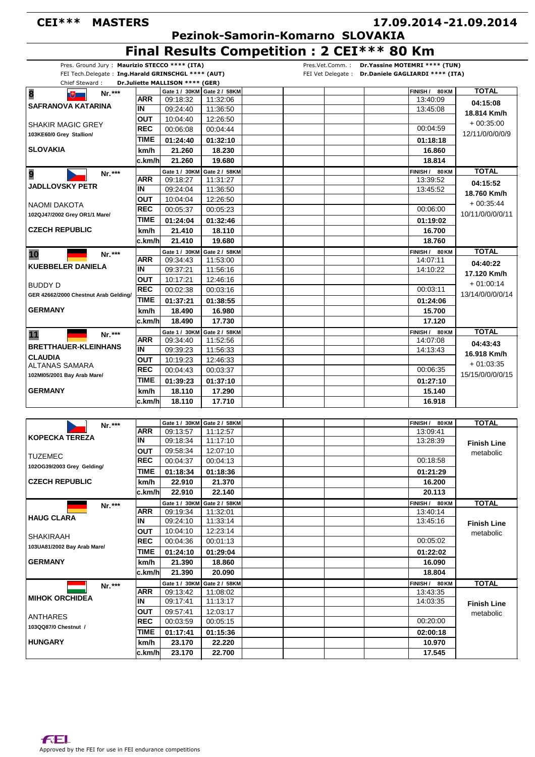# CEI*** MASTERS

**17.09.2014-21.09.2014**

**Pezinok-Samorin-Komarno SLOVAKIA**

# Final Results Competition : 2 CEI*** 80 Km

Pres. Ground Jury : **Maurizio STECCO **** (ITA)**
FEI Tech.Delegate : **Ing.Harald GRINSCHGL **** (AUT)**
Chief Steward : **Dr.Juliette MALLISON **** (GER)**

Pres.Vet.Comm. : **Dr.Yassine MOTEMRI **** (TUN)**
FEI Vet Delegate : **Dr.Daniele GAGLIARDI **** (ITA)**

| Rider / Horse | | Gate 1 / 30KM | Gate 2 / 58KM | | | | FINISH / 80KM | TOTAL |
|---|---|---|---|---|---|---|---|---|
| **8** Nr.*** **SAFRANOVA KATARINA** | **ARR** | 09:18:32 | 11:32:06 | | | | 13:40:09 | **04:15:08** |
| | **IN** | 09:24:40 | 11:36:50 | | | | 13:45:08 | **18.814 Km/h** |
| SHAKIR MAGIC GREY | **OUT** | 10:04:40 | 12:26:50 | | | | | + 00:35:00 |
| 103KE60/0 Grey Stallion/ | **REC** | 00:06:08 | 00:04:44 | | | | 00:04:59 | 12/11/0/0/0/0/9 |
| | **TIME** | **01:24:40** | **01:32:10** | | | | **01:18:18** | |
| **SLOVAKIA** | **km/h** | **21.260** | **18.230** | | | | **16.860** | |
| | **c.km/h** | **21.260** | **19.680** | | | | **18.814** | |
| **9** Nr.*** **JADLLOVSKY PETR** | **ARR** | 09:18:27 | 11:31:27 | | | | 13:39:52 | **04:15:52** |
| | **IN** | 09:24:04 | 11:36:50 | | | | 13:45:52 | **18.760 Km/h** |
| NAOMI DAKOTA | **OUT** | 10:04:04 | 12:26:50 | | | | | + 00:35:44 |
| 102QJ47/2002 Grey OR1/1 Mare/ | **REC** | 00:05:37 | 00:05:23 | | | | 00:06:00 | 10/11/0/0/0/0/11 |
| | **TIME** | **01:24:04** | **01:32:46** | | | | **01:19:02** | |
| **CZECH REPUBLIC** | **km/h** | **21.410** | **18.110** | | | | **16.700** | |
| | **c.km/h** | **21.410** | **19.680** | | | | **18.760** | |
| **10** Nr.*** **KUEBBELER DANIELA** | **ARR** | 09:34:43 | 11:53:00 | | | | 14:07:11 | **04:40:22** |
| | **IN** | 09:37:21 | 11:56:16 | | | | 14:10:22 | **17.120 Km/h** |
| BUDDY D | **OUT** | 10:17:21 | 12:46:16 | | | | | + 01:00:14 |
| GER 42662/2000 Chestnut Arab Gelding/ | **REC** | 00:02:38 | 00:03:16 | | | | 00:03:11 | 13/14/0/0/0/0/14 |
| | **TIME** | **01:37:21** | **01:38:55** | | | | **01:24:06** | |
| **GERMANY** | **km/h** | **18.490** | **16.980** | | | | **15.700** | |
| | **c.km/h** | **18.490** | **17.730** | | | | **17.120** | |
| **11** Nr.*** **BRETTHAUER-KLEINHANS CLAUDIA** | **ARR** | 09:34:40 | 11:52:56 | | | | 14:07:08 | **04:43:43** |
| | **IN** | 09:39:23 | 11:56:33 | | | | 14:13:43 | **16.918 Km/h** |
| ALTANAS SAMARA | **OUT** | 10:19:23 | 12:46:33 | | | | | + 01:03:35 |
| 102MI05/2001 Bay Arab Mare/ | **REC** | 00:04:43 | 00:03:37 | | | | 00:06:35 | 15/15/0/0/0/0/15 |
| | **TIME** | **01:39:23** | **01:37:10** | | | | **01:27:10** | |
| **GERMANY** | **km/h** | **18.110** | **17.290** | | | | **15.140** | |
| | **c.km/h** | **18.110** | **17.710** | | | | **16.918** | |

| Rider / Horse | | Gate 1 / 30KM | Gate 2 / 58KM | | | | FINISH / 80KM | TOTAL |
|---|---|---|---|---|---|---|---|---|
| Nr.*** **KOPECKA TEREZA** | **ARR** | 09:13:57 | 11:12:57 | | | | 13:09:41 | |
| | **IN** | 09:18:34 | 11:17:10 | | | | 13:28:39 | **Finish Line** |
| TUZEMEC | **OUT** | 09:58:34 | 12:07:10 | | | | | metabolic |
| 102OG39/2003 Grey Gelding/ | **REC** | 00:04:37 | 00:04:13 | | | | 00:18:58 | |
| | **TIME** | **01:18:34** | **01:18:36** | | | | **01:21:29** | |
| **CZECH REPUBLIC** | **km/h** | **22.910** | **21.370** | | | | **16.200** | |
| | **c.km/h** | **22.910** | **22.140** | | | | **20.113** | |
| Nr.*** **HAUG CLARA** | **ARR** | 09:19:34 | 11:32:01 | | | | 13:40:14 | |
| | **IN** | 09:24:10 | 11:33:14 | | | | 13:45:16 | **Finish Line** |
| SHAKIRAAH | **OUT** | 10:04:10 | 12:23:14 | | | | | metabolic |
| 103UA81/2002 Bay Arab Mare/ | **REC** | 00:04:36 | 00:01:13 | | | | 00:05:02 | |
| | **TIME** | **01:24:10** | **01:29:04** | | | | **01:22:02** | |
| **GERMANY** | **km/h** | **21.390** | **18.860** | | | | **16.090** | |
| | **c.km/h** | **21.390** | **20.090** | | | | **18.804** | |
| Nr.*** **MIHOK ORCHIDEA** | **ARR** | 09:13:42 | 11:08:02 | | | | 13:43:35 | |
| | **IN** | 09:17:41 | 11:13:17 | | | | 14:03:35 | **Finish Line** |
| ANTHARES | **OUT** | 09:57:41 | 12:03:17 | | | | | metabolic |
| 103QQ87/0 Chestnut / | **REC** | 00:03:59 | 00:05:15 | | | | 00:20:00 | |
| | **TIME** | **01:17:41** | **01:15:36** | | | | **02:00:18** | |
| **HUNGARY** | **km/h** | **23.170** | **22.220** | | | | **10.970** | |
| | **c.km/h** | **23.170** | **22.700** | | | | **17.545** | |

Approved by the FEI for use in FEI endurance competitions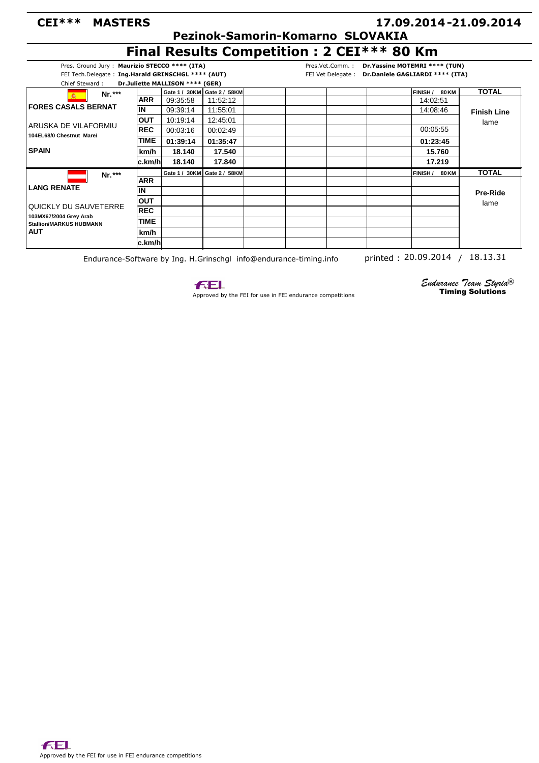**CEI*** MASTERS** **17.09.2014-21.09.2014**

**Pezinok-Samorin-Komarno SLOVAKIA**

# Final Results Competition : 2 CEI*** 80 Km

Pres. Ground Jury : **Maurizio STECCO **** (ITA)**
FEI Tech.Delegate : **Ing.Harald GRINSCHGL **** (AUT)**
Chief Steward : **Dr.Juliette MALLISON **** (GER)**

Pres.Vet.Comm. : **Dr.Yassine MOTEMRI **** (TUN)**
FEI Vet Delegate : **Dr.Daniele GAGLIARDI **** (ITA)**

| Nr.*** | | Gate 1 / 30KM | Gate 2 / 58KM | | | | | FINISH / 80KM | TOTAL |
|---|---|---|---|---|---|---|---|---|---|
| **FORES CASALS BERNAT** | **ARR** | 09:35:58 | 11:52:12 | | | | | 14:02:51 | **Finish Line** lame |
| ARUSKA DE VILAFORMIU | **IN** | 09:39:14 | 11:55:01 | | | | | 14:08:46 | |
| 104EL68/0 Chestnut Mare/ | **OUT** | 10:19:14 | 12:45:01 | | | | | | |
| | **REC** | 00:03:16 | 00:02:49 | | | | | 00:05:55 | |
| **SPAIN** | **TIME** | **01:39:14** | **01:35:47** | | | | | **01:23:45** | |
| | **km/h** | **18.140** | **17.540** | | | | | **15.760** | |
| | **c.km/h** | **18.140** | **17.840** | | | | | **17.219** | |

| Nr.*** | | Gate 1 / 30KM | Gate 2 / 58KM | | | | | FINISH / 80KM | TOTAL |
|---|---|---|---|---|---|---|---|---|---|
| **LANG RENATE** | **ARR** | | | | | | | | **Pre-Ride** lame |
| QUICKLY DU SAUVETERRE | **IN** | | | | | | | | |
| 103MX67/2004 Grey Arab Stallion/MARKUS HUBMANN | **OUT** | | | | | | | | |
| **AUT** | **REC** | | | | | | | | |
| | **TIME** | | | | | | | | |
| | **km/h** | | | | | | | | |
| | **c.km/h** | | | | | | | | |

Endurance-Software by Ing. H.Grinschgl info@endurance-timing.info printed : 20.09.2014 / 18.13.31

Approved by the FEI for use in FEI endurance competitions

*Endurance Team Styria®* **Timing Solutions**